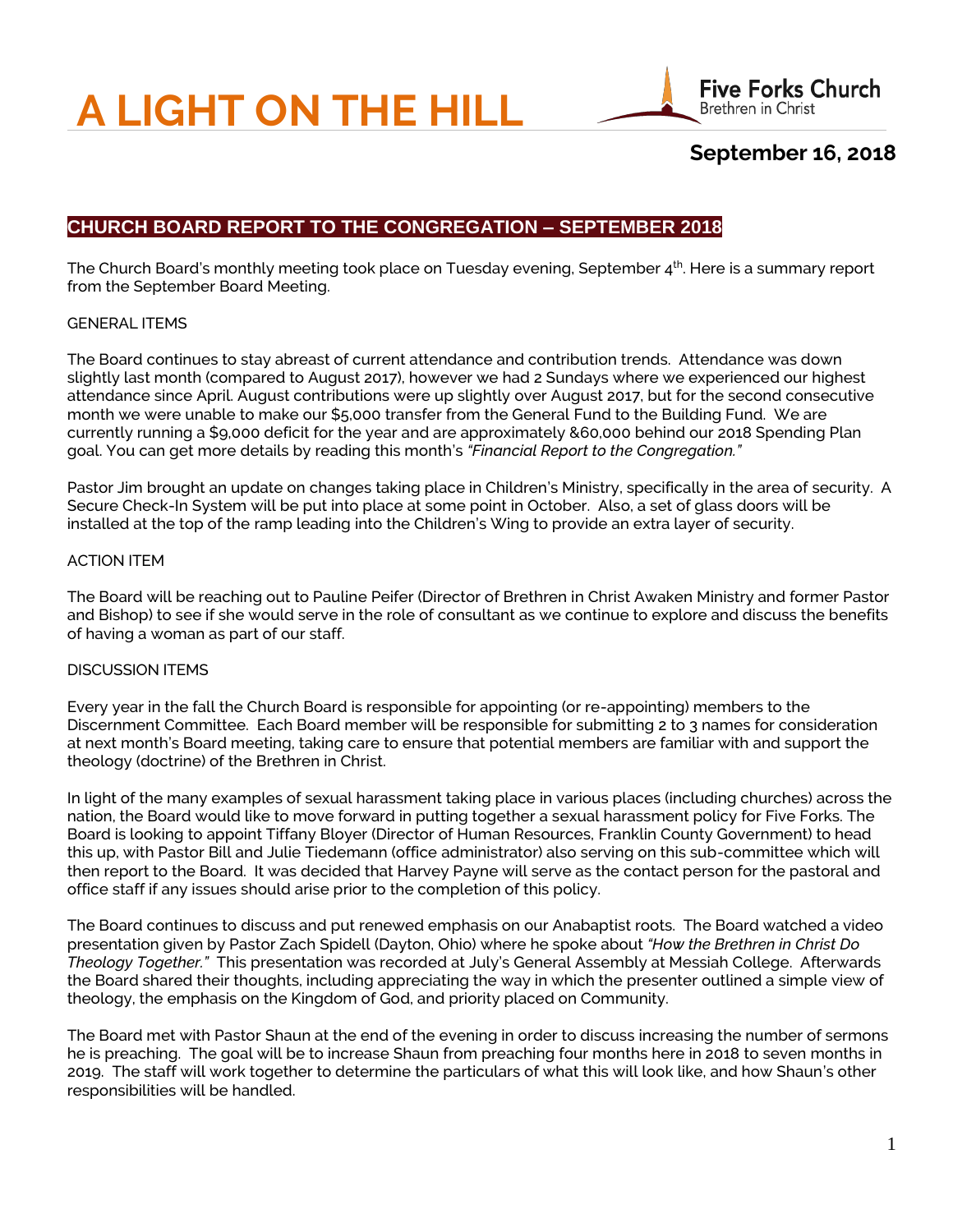# A LIGHT ON THE HILL

Five Forks Church
Brethren in Christ

**September 16, 2018**

## CHURCH BOARD REPORT TO THE CONGREGATION – SEPTEMBER 2018

The Church Board's monthly meeting took place on Tuesday evening, September 4th. Here is a summary report from the September Board Meeting.

GENERAL ITEMS

The Board continues to stay abreast of current attendance and contribution trends. Attendance was down slightly last month (compared to August 2017), however we had 2 Sundays where we experienced our highest attendance since April. August contributions were up slightly over August 2017, but for the second consecutive month we were unable to make our $5,000 transfer from the General Fund to the Building Fund. We are currently running a $9,000 deficit for the year and are approximately &60,000 behind our 2018 Spending Plan goal. You can get more details by reading this month's *"Financial Report to the Congregation."*

Pastor Jim brought an update on changes taking place in Children's Ministry, specifically in the area of security. A Secure Check-In System will be put into place at some point in October. Also, a set of glass doors will be installed at the top of the ramp leading into the Children's Wing to provide an extra layer of security.

ACTION ITEM

The Board will be reaching out to Pauline Peifer (Director of Brethren in Christ Awaken Ministry and former Pastor and Bishop) to see if she would serve in the role of consultant as we continue to explore and discuss the benefits of having a woman as part of our staff.

DISCUSSION ITEMS

Every year in the fall the Church Board is responsible for appointing (or re-appointing) members to the Discernment Committee. Each Board member will be responsible for submitting 2 to 3 names for consideration at next month's Board meeting, taking care to ensure that potential members are familiar with and support the theology (doctrine) of the Brethren in Christ.

In light of the many examples of sexual harassment taking place in various places (including churches) across the nation, the Board would like to move forward in putting together a sexual harassment policy for Five Forks. The Board is looking to appoint Tiffany Bloyer (Director of Human Resources, Franklin County Government) to head this up, with Pastor Bill and Julie Tiedemann (office administrator) also serving on this sub-committee which will then report to the Board. It was decided that Harvey Payne will serve as the contact person for the pastoral and office staff if any issues should arise prior to the completion of this policy.

The Board continues to discuss and put renewed emphasis on our Anabaptist roots. The Board watched a video presentation given by Pastor Zach Spidell (Dayton, Ohio) where he spoke about *"How the Brethren in Christ Do Theology Together."* This presentation was recorded at July's General Assembly at Messiah College. Afterwards the Board shared their thoughts, including appreciating the way in which the presenter outlined a simple view of theology, the emphasis on the Kingdom of God, and priority placed on Community.

The Board met with Pastor Shaun at the end of the evening in order to discuss increasing the number of sermons he is preaching. The goal will be to increase Shaun from preaching four months here in 2018 to seven months in 2019. The staff will work together to determine the particulars of what this will look like, and how Shaun's other responsibilities will be handled.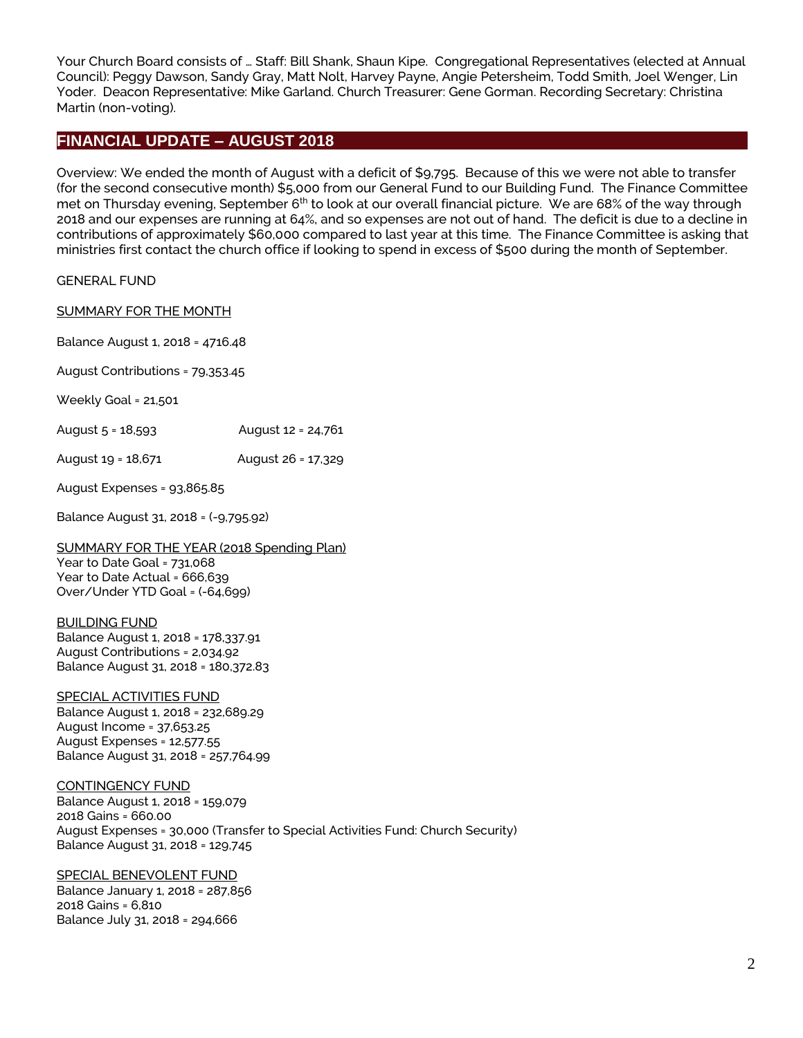Your Church Board consists of … Staff: Bill Shank, Shaun Kipe. Congregational Representatives (elected at Annual Council): Peggy Dawson, Sandy Gray, Matt Nolt, Harvey Payne, Angie Petersheim, Todd Smith, Joel Wenger, Lin Yoder. Deacon Representative: Mike Garland. Church Treasurer: Gene Gorman. Recording Secretary: Christina Martin (non-voting).

## FINANCIAL UPDATE – AUGUST 2018

Overview: We ended the month of August with a deficit of $9,795. Because of this we were not able to transfer (for the second consecutive month) $5,000 from our General Fund to our Building Fund. The Finance Committee met on Thursday evening, September 6th to look at our overall financial picture. We are 68% of the way through 2018 and our expenses are running at 64%, and so expenses are not out of hand. The deficit is due to a decline in contributions of approximately $60,000 compared to last year at this time. The Finance Committee is asking that ministries first contact the church office if looking to spend in excess of $500 during the month of September.

GENERAL FUND

<u>SUMMARY FOR THE MONTH</u>

Balance August 1, 2018 = 4716.48

August Contributions = 79,353.45

Weekly Goal = 21,501

August 5 = 18,593 August 12 = 24,761

August 19 = 18,671 August 26 = 17,329

August Expenses = 93,865.85

Balance August 31, 2018 = (-9,795.92)

<u>SUMMARY FOR THE YEAR (2018 Spending Plan)</u>
Year to Date Goal = 731,068
Year to Date Actual = 666,639
Over/Under YTD Goal = (-64,699)

<u>BUILDING FUND</u>
Balance August 1, 2018 = 178,337.91
August Contributions = 2,034.92
Balance August 31, 2018 = 180,372.83

<u>SPECIAL ACTIVITIES FUND</u>
Balance August 1, 2018 = 232,689.29
August Income = 37,653.25
August Expenses = 12,577.55
Balance August 31, 2018 = 257,764.99

<u>CONTINGENCY FUND</u>
Balance August 1, 2018 = 159,079
2018 Gains = 660.00
August Expenses = 30,000 (Transfer to Special Activities Fund: Church Security)
Balance August 31, 2018 = 129,745

<u>SPECIAL BENEVOLENT FUND</u>
Balance January 1, 2018 = 287,856
2018 Gains = 6,810
Balance July 31, 2018 = 294,666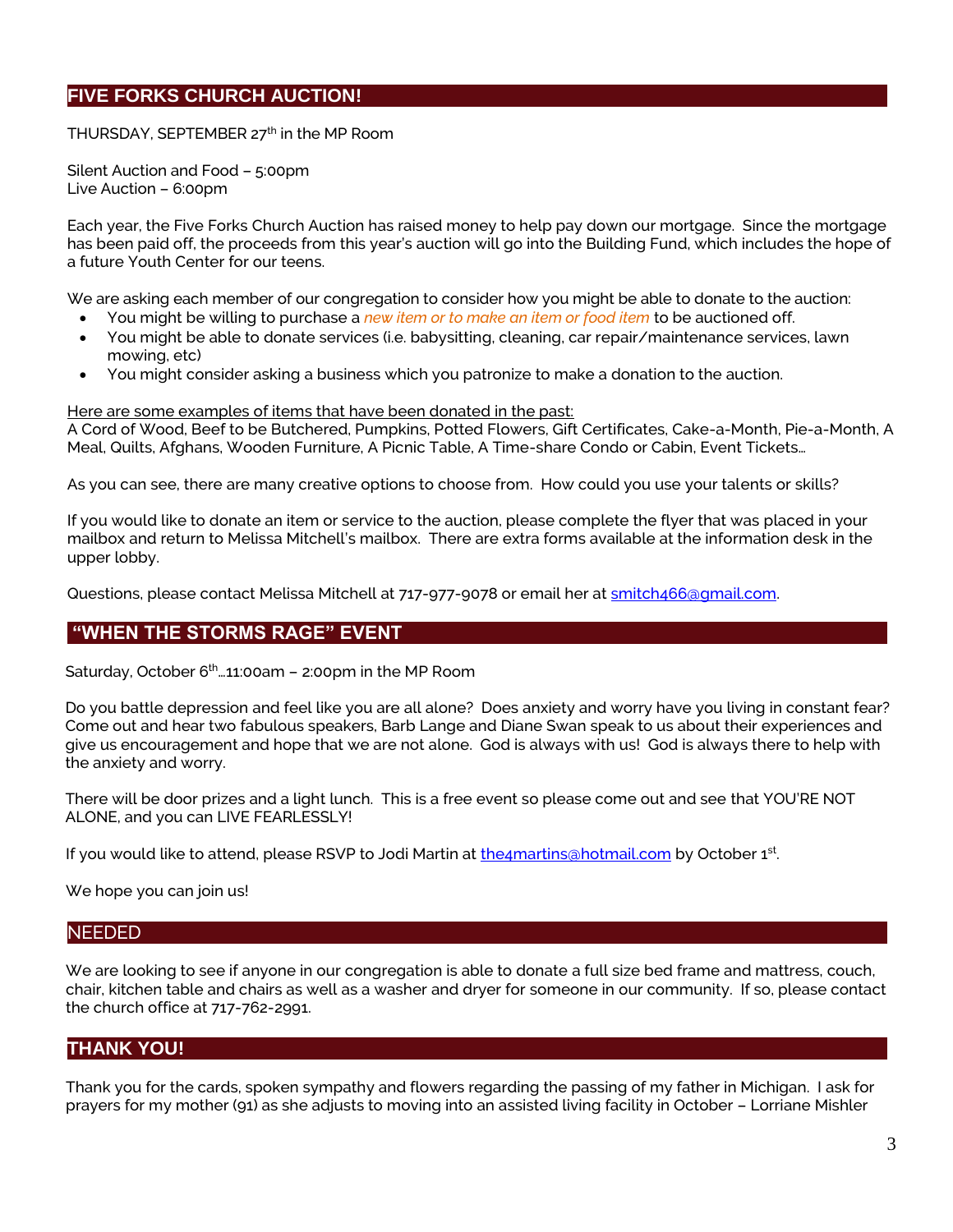## FIVE FORKS CHURCH AUCTION!

THURSDAY, SEPTEMBER 27th in the MP Room

Silent Auction and Food – 5:00pm
Live Auction – 6:00pm

Each year, the Five Forks Church Auction has raised money to help pay down our mortgage. Since the mortgage has been paid off, the proceeds from this year's auction will go into the Building Fund, which includes the hope of a future Youth Center for our teens.

We are asking each member of our congregation to consider how you might be able to donate to the auction:

- You might be willing to purchase a *new item or to make an item or food item* to be auctioned off.
- You might be able to donate services (i.e. babysitting, cleaning, car repair/maintenance services, lawn mowing, etc)
- You might consider asking a business which you patronize to make a donation to the auction.

Here are some examples of items that have been donated in the past:
A Cord of Wood, Beef to be Butchered, Pumpkins, Potted Flowers, Gift Certificates, Cake-a-Month, Pie-a-Month, A Meal, Quilts, Afghans, Wooden Furniture, A Picnic Table, A Time-share Condo or Cabin, Event Tickets…

As you can see, there are many creative options to choose from. How could you use your talents or skills?

If you would like to donate an item or service to the auction, please complete the flyer that was placed in your mailbox and return to Melissa Mitchell's mailbox. There are extra forms available at the information desk in the upper lobby.

Questions, please contact Melissa Mitchell at 717-977-9078 or email her at smitch466@gmail.com.

## "WHEN THE STORMS RAGE" EVENT

Saturday, October 6th…11:00am – 2:00pm in the MP Room

Do you battle depression and feel like you are all alone? Does anxiety and worry have you living in constant fear? Come out and hear two fabulous speakers, Barb Lange and Diane Swan speak to us about their experiences and give us encouragement and hope that we are not alone. God is always with us! God is always there to help with the anxiety and worry.

There will be door prizes and a light lunch. This is a free event so please come out and see that YOU'RE NOT ALONE, and you can LIVE FEARLESSLY!

If you would like to attend, please RSVP to Jodi Martin at the4martins@hotmail.com by October 1st.

We hope you can join us!

## NEEDED

We are looking to see if anyone in our congregation is able to donate a full size bed frame and mattress, couch, chair, kitchen table and chairs as well as a washer and dryer for someone in our community. If so, please contact the church office at 717-762-2991.

## THANK YOU!

Thank you for the cards, spoken sympathy and flowers regarding the passing of my father in Michigan. I ask for prayers for my mother (91) as she adjusts to moving into an assisted living facility in October – Lorriane Mishler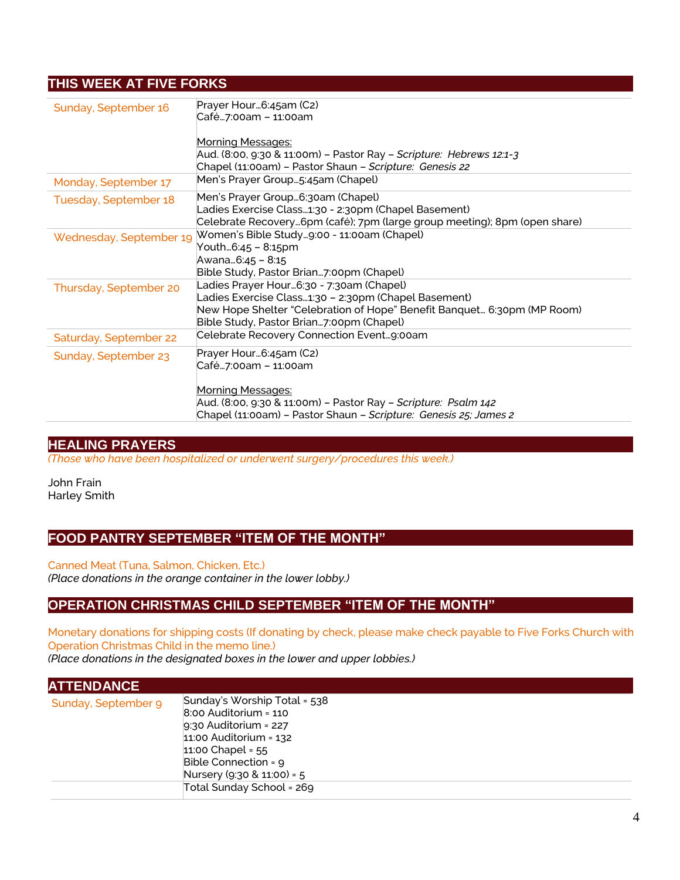## THIS WEEK AT FIVE FORKS

| | |
|---|---|
| Sunday, September 16 | Prayer Hour…6:45am (C2)<br>Café…7:00am – 11:00am<br><br><u>Morning Messages:</u><br>Aud. (8:00, 9:30 & 11:00m) – Pastor Ray – *Scripture: Hebrews 12:1-3*<br>Chapel (11:00am) – Pastor Shaun – *Scripture: Genesis 22* |
| Monday, September 17 | Men's Prayer Group…5:45am (Chapel) |
| Tuesday, September 18 | Men's Prayer Group…6:30am (Chapel)<br>Ladies Exercise Class…1:30 - 2:30pm (Chapel Basement)<br>Celebrate Recovery…6pm (café); 7pm (large group meeting); 8pm (open share) |
| Wednesday, September 19 | Women's Bible Study…9:00 - 11:00am (Chapel)<br>Youth…6:45 – 8:15pm<br>Awana…6:45 – 8:15<br>Bible Study, Pastor Brian…7:00pm (Chapel) |
| Thursday, September 20 | Ladies Prayer Hour…6:30 - 7:30am (Chapel)<br>Ladies Exercise Class…1:30 – 2:30pm (Chapel Basement)<br>New Hope Shelter "Celebration of Hope" Benefit Banquet… 6:30pm (MP Room)<br>Bible Study, Pastor Brian…7:00pm (Chapel) |
| Saturday, September 22 | Celebrate Recovery Connection Event…9:00am |
| Sunday, September 23 | Prayer Hour…6:45am (C2)<br>Café…7:00am – 11:00am<br><br><u>Morning Messages:</u><br>Aud. (8:00, 9:30 & 11:00m) – Pastor Ray – *Scripture: Psalm 142*<br>Chapel (11:00am) – Pastor Shaun – *Scripture: Genesis 25; James 2* |

## HEALING PRAYERS

*(Those who have been hospitalized or underwent surgery/procedures this week.)*

John Frain
Harley Smith

## FOOD PANTRY SEPTEMBER "ITEM OF THE MONTH"

Canned Meat (Tuna, Salmon, Chicken, Etc.)
*(Place donations in the orange container in the lower lobby.)*

## OPERATION CHRISTMAS CHILD SEPTEMBER "ITEM OF THE MONTH"

Monetary donations for shipping costs (If donating by check, please make check payable to Five Forks Church with Operation Christmas Child in the memo line.)
*(Place donations in the designated boxes in the lower and upper lobbies.)*

## ATTENDANCE

| | |
|---|---|
| Sunday, September 9 | Sunday's Worship Total = 538<br>8:00 Auditorium = 110<br>9:30 Auditorium = 227<br>11:00 Auditorium = 132<br>11:00 Chapel = 55<br>Bible Connection = 9<br>Nursery (9:30 & 11:00) = 5 |
| | Total Sunday School = 269 |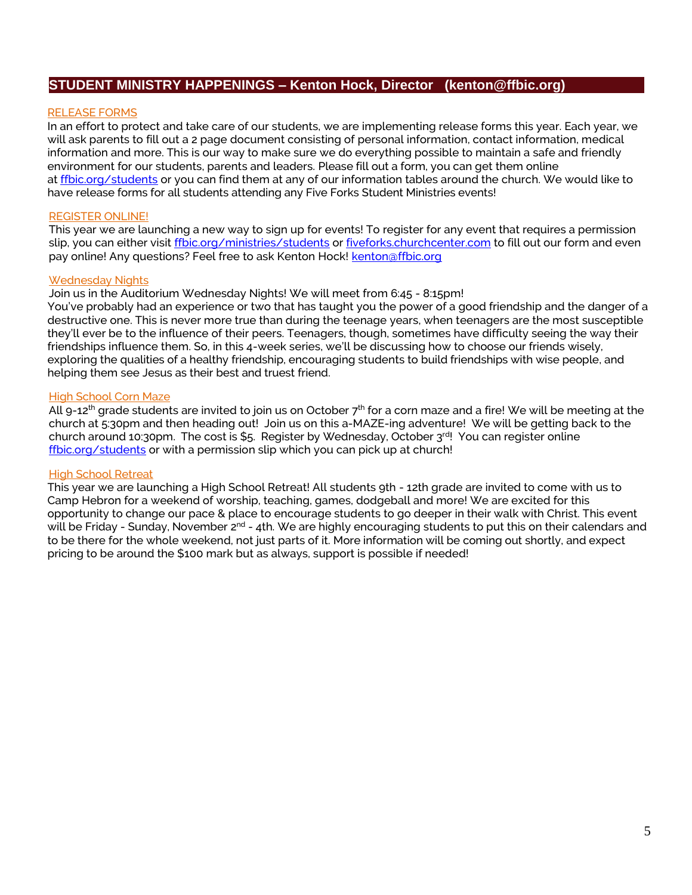## STUDENT MINISTRY HAPPENINGS – Kenton Hock, Director (kenton@ffbic.org)

RELEASE FORMS

In an effort to protect and take care of our students, we are implementing release forms this year. Each year, we will ask parents to fill out a 2 page document consisting of personal information, contact information, medical information and more. This is our way to make sure we do everything possible to maintain a safe and friendly environment for our students, parents and leaders. Please fill out a form, you can get them online at ffbic.org/students or you can find them at any of our information tables around the church. We would like to have release forms for all students attending any Five Forks Student Ministries events!

REGISTER ONLINE!

This year we are launching a new way to sign up for events! To register for any event that requires a permission slip, you can either visit ffbic.org/ministries/students or fiveforks.churchcenter.com to fill out our form and even pay online! Any questions? Feel free to ask Kenton Hock! kenton@ffbic.org

Wednesday Nights

Join us in the Auditorium Wednesday Nights! We will meet from 6:45 - 8:15pm!
You've probably had an experience or two that has taught you the power of a good friendship and the danger of a destructive one. This is never more true than during the teenage years, when teenagers are the most susceptible they'll ever be to the influence of their peers. Teenagers, though, sometimes have difficulty seeing the way their friendships influence them. So, in this 4-week series, we'll be discussing how to choose our friends wisely, exploring the qualities of a healthy friendship, encouraging students to build friendships with wise people, and helping them see Jesus as their best and truest friend.

High School Corn Maze

All 9-12th grade students are invited to join us on October 7th for a corn maze and a fire! We will be meeting at the church at 5:30pm and then heading out! Join us on this a-MAZE-ing adventure! We will be getting back to the church around 10:30pm. The cost is $5. Register by Wednesday, October 3rd! You can register online ffbic.org/students or with a permission slip which you can pick up at church!

High School Retreat

This year we are launching a High School Retreat! All students 9th - 12th grade are invited to come with us to Camp Hebron for a weekend of worship, teaching, games, dodgeball and more! We are excited for this opportunity to change our pace & place to encourage students to go deeper in their walk with Christ. This event will be Friday - Sunday, November 2nd - 4th. We are highly encouraging students to put this on their calendars and to be there for the whole weekend, not just parts of it. More information will be coming out shortly, and expect pricing to be around the $100 mark but as always, support is possible if needed!